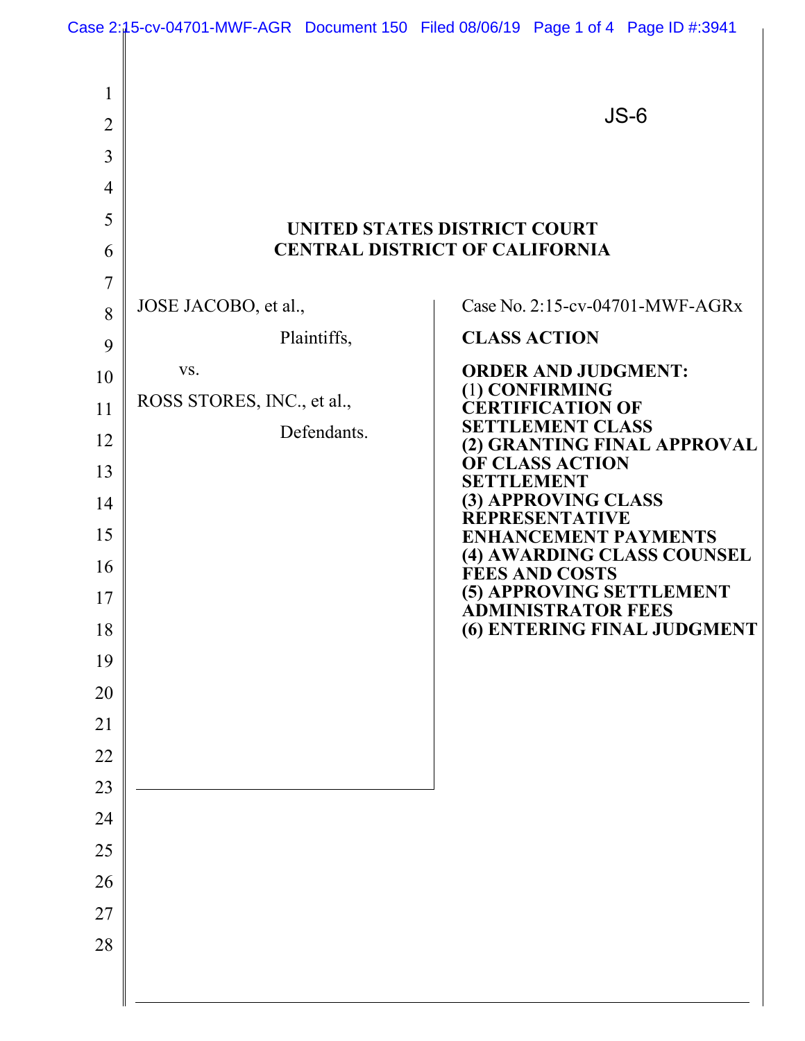JS-6

**UNITED STATES DISTRICT COURT**
**CENTRAL DISTRICT OF CALIFORNIA**

| | |
|---|---|
| JOSE JACOBO, et al.,<br><br>Plaintiffs,<br><br>vs.<br><br>ROSS STORES, INC., et al.,<br><br>Defendants. | Case No. 2:15-cv-04701-MWF-AGRx<br><br>**CLASS ACTION**<br><br>**ORDER AND JUDGMENT:**<br>**(1) CONFIRMING CERTIFICATION OF SETTLEMENT CLASS**<br>**(2) GRANTING FINAL APPROVAL OF CLASS ACTION SETTLEMENT**<br>**(3) APPROVING CLASS REPRESENTATIVE ENHANCEMENT PAYMENTS**<br>**(4) AWARDING CLASS COUNSEL FEES AND COSTS**<br>**(5) APPROVING SETTLEMENT ADMINISTRATOR FEES**<br>**(6) ENTERING FINAL JUDGMENT** |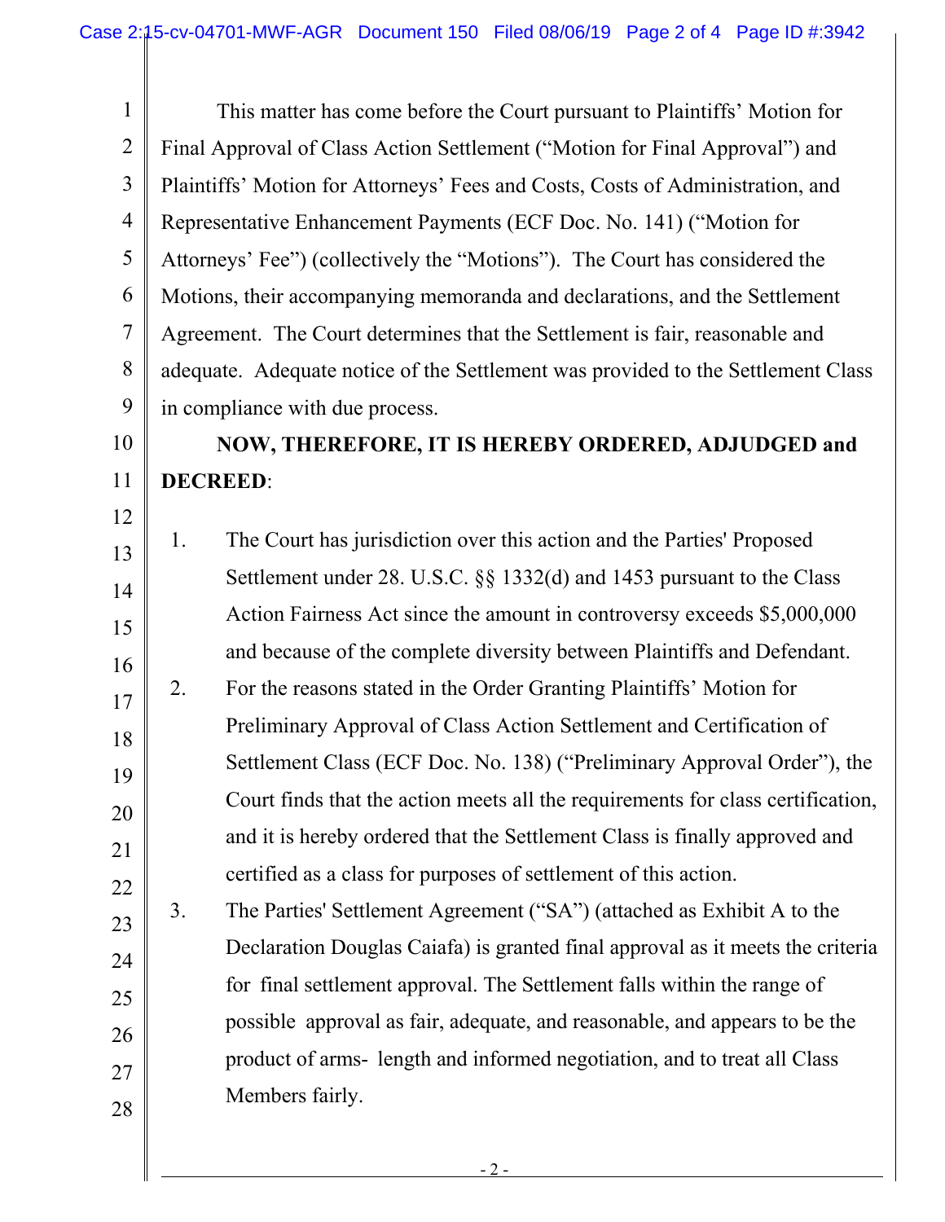This matter has come before the Court pursuant to Plaintiffs' Motion for Final Approval of Class Action Settlement ("Motion for Final Approval") and Plaintiffs' Motion for Attorneys' Fees and Costs, Costs of Administration, and Representative Enhancement Payments (ECF Doc. No. 141) ("Motion for Attorneys' Fee") (collectively the "Motions"). The Court has considered the Motions, their accompanying memoranda and declarations, and the Settlement Agreement. The Court determines that the Settlement is fair, reasonable and adequate. Adequate notice of the Settlement was provided to the Settlement Class in compliance with due process.

**NOW, THEREFORE, IT IS HEREBY ORDERED, ADJUDGED and DECREED**:

1. The Court has jurisdiction over this action and the Parties' Proposed Settlement under 28. U.S.C. §§ 1332(d) and 1453 pursuant to the Class Action Fairness Act since the amount in controversy exceeds $5,000,000 and because of the complete diversity between Plaintiffs and Defendant.
2. For the reasons stated in the Order Granting Plaintiffs' Motion for Preliminary Approval of Class Action Settlement and Certification of Settlement Class (ECF Doc. No. 138) ("Preliminary Approval Order"), the Court finds that the action meets all the requirements for class certification, and it is hereby ordered that the Settlement Class is finally approved and certified as a class for purposes of settlement of this action.
3. The Parties' Settlement Agreement ("SA") (attached as Exhibit A to the Declaration Douglas Caiafa) is granted final approval as it meets the criteria for final settlement approval. The Settlement falls within the range of possible approval as fair, adequate, and reasonable, and appears to be the product of arms- length and informed negotiation, and to treat all Class Members fairly.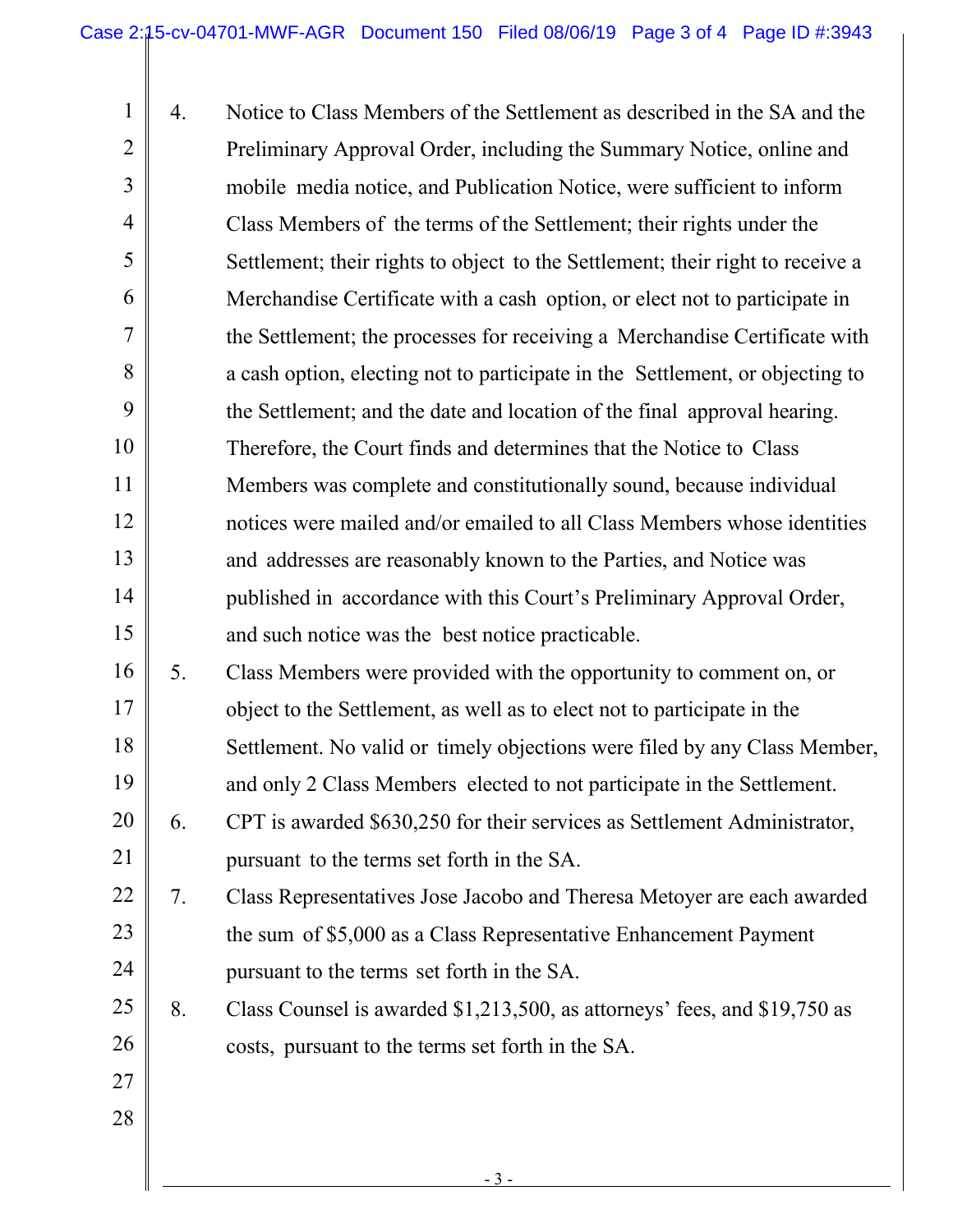4. Notice to Class Members of the Settlement as described in the SA and the Preliminary Approval Order, including the Summary Notice, online and mobile media notice, and Publication Notice, were sufficient to inform Class Members of the terms of the Settlement; their rights under the Settlement; their rights to object to the Settlement; their right to receive a Merchandise Certificate with a cash option, or elect not to participate in the Settlement; the processes for receiving a Merchandise Certificate with a cash option, electing not to participate in the Settlement, or objecting to the Settlement; and the date and location of the final approval hearing. Therefore, the Court finds and determines that the Notice to Class Members was complete and constitutionally sound, because individual notices were mailed and/or emailed to all Class Members whose identities and addresses are reasonably known to the Parties, and Notice was published in accordance with this Court's Preliminary Approval Order, and such notice was the best notice practicable.

5. Class Members were provided with the opportunity to comment on, or object to the Settlement, as well as to elect not to participate in the Settlement. No valid or timely objections were filed by any Class Member, and only 2 Class Members elected to not participate in the Settlement.

6. CPT is awarded $630,250 for their services as Settlement Administrator, pursuant to the terms set forth in the SA.

7. Class Representatives Jose Jacobo and Theresa Metoyer are each awarded the sum of $5,000 as a Class Representative Enhancement Payment pursuant to the terms set forth in the SA.

8. Class Counsel is awarded $1,213,500, as attorneys' fees, and $19,750 as costs, pursuant to the terms set forth in the SA.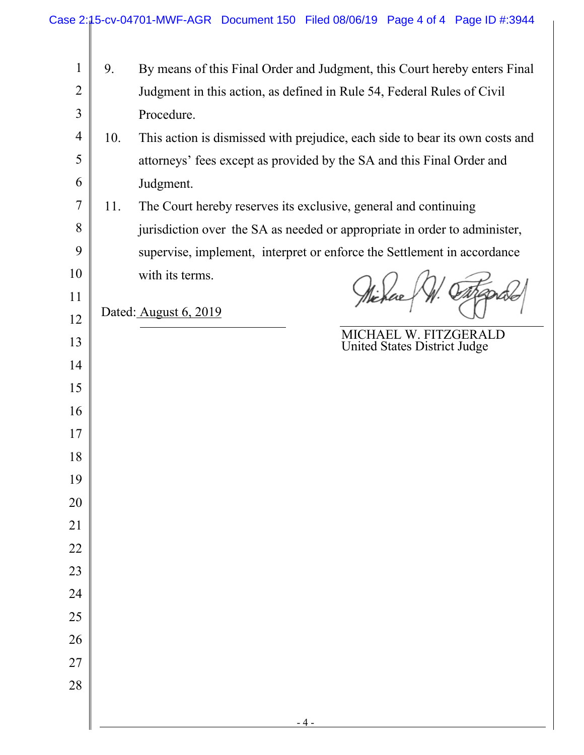9. By means of this Final Order and Judgment, this Court hereby enters Final Judgment in this action, as defined in Rule 54, Federal Rules of Civil Procedure.

10. This action is dismissed with prejudice, each side to bear its own costs and attorneys' fees except as provided by the SA and this Final Order and Judgment.

11. The Court hereby reserves its exclusive, general and continuing jurisdiction over the SA as needed or appropriate in order to administer, supervise, implement, interpret or enforce the Settlement in accordance with its terms.

Dated: August 6, 2019

MICHAEL W. FITZGERALD
United States District Judge